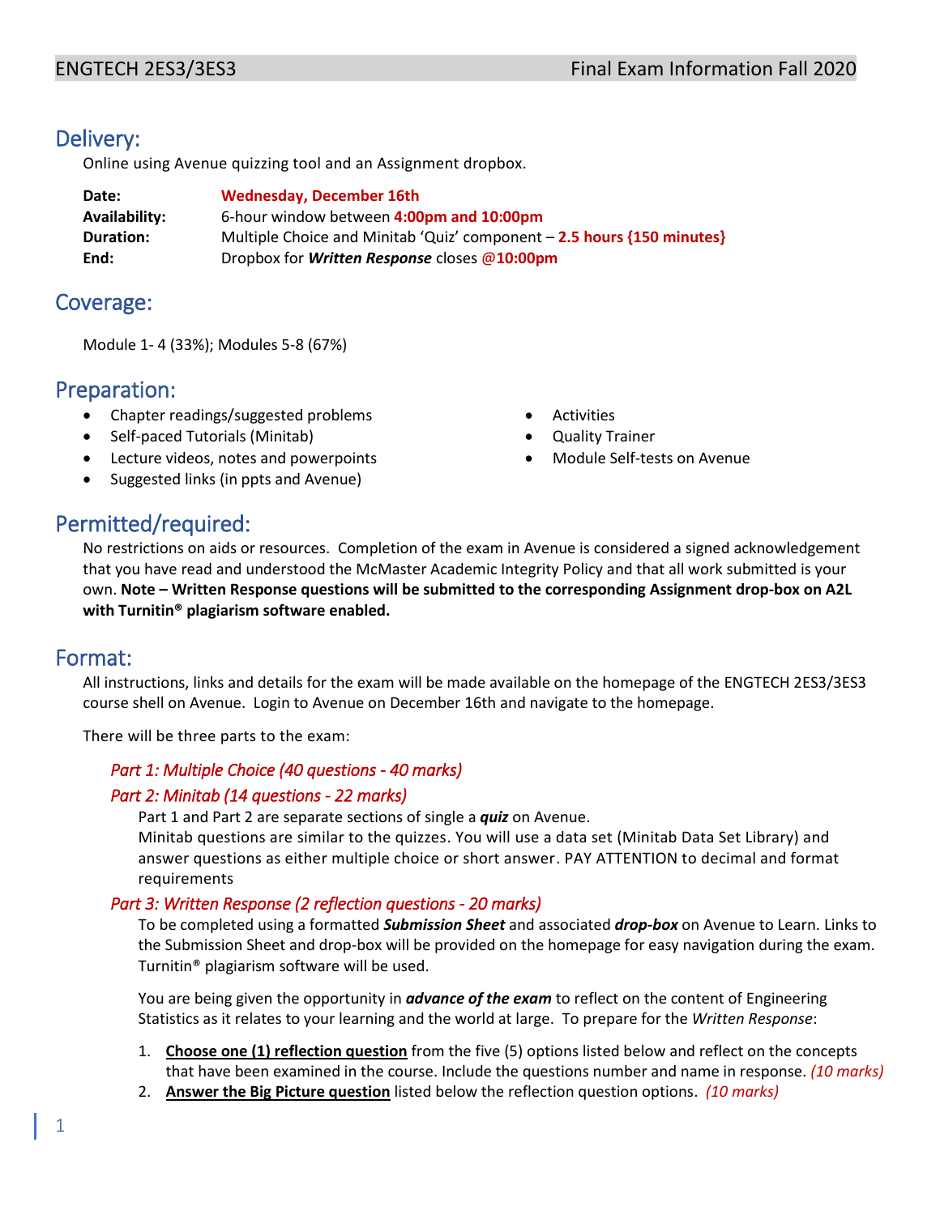## Delivery:

Online using Avenue quizzing tool and an Assignment dropbox.

| | |
|---|---|
| **Date:** | **Wednesday, December 16th** |
| **Availability:** | 6-hour window between **4:00pm and 10:00pm** |
| **Duration:** | Multiple Choice and Minitab 'Quiz' component – **2.5 hours {150 minutes}** |
| **End:** | Dropbox for ***Written Response*** closes **@10:00pm** |

## Coverage:

Module 1- 4 (33%); Modules 5-8 (67%)

## Preparation:

- Chapter readings/suggested problems
- Self-paced Tutorials (Minitab)
- Lecture videos, notes and powerpoints
- Suggested links (in ppts and Avenue)
- Activities
- Quality Trainer
- Module Self-tests on Avenue

## Permitted/required:

No restrictions on aids or resources. Completion of the exam in Avenue is considered a signed acknowledgement that you have read and understood the McMaster Academic Integrity Policy and that all work submitted is your own. **Note – Written Response questions will be submitted to the corresponding Assignment drop-box on A2L with Turnitin® plagiarism software enabled.**

## Format:

All instructions, links and details for the exam will be made available on the homepage of the ENGTECH 2ES3/3ES3 course shell on Avenue. Login to Avenue on December 16th and navigate to the homepage.

There will be three parts to the exam:

*Part 1: Multiple Choice (40 questions - 40 marks)*

*Part 2: Minitab (14 questions - 22 marks)*

Part 1 and Part 2 are separate sections of single a ***quiz*** on Avenue.
Minitab questions are similar to the quizzes. You will use a data set (Minitab Data Set Library) and answer questions as either multiple choice or short answer. PAY ATTENTION to decimal and format requirements

*Part 3: Written Response (2 reflection questions - 20 marks)*

To be completed using a formatted ***Submission Sheet*** and associated ***drop-box*** on Avenue to Learn. Links to the Submission Sheet and drop-box will be provided on the homepage for easy navigation during the exam. Turnitin® plagiarism software will be used.

You are being given the opportunity in ***advance of the exam*** to reflect on the content of Engineering Statistics as it relates to your learning and the world at large. To prepare for the *Written Response*:

1. **Choose one (1) reflection question** from the five (5) options listed below and reflect on the concepts that have been examined in the course. Include the questions number and name in response. *(10 marks)*
2. **Answer the Big Picture question** listed below the reflection question options. *(10 marks)*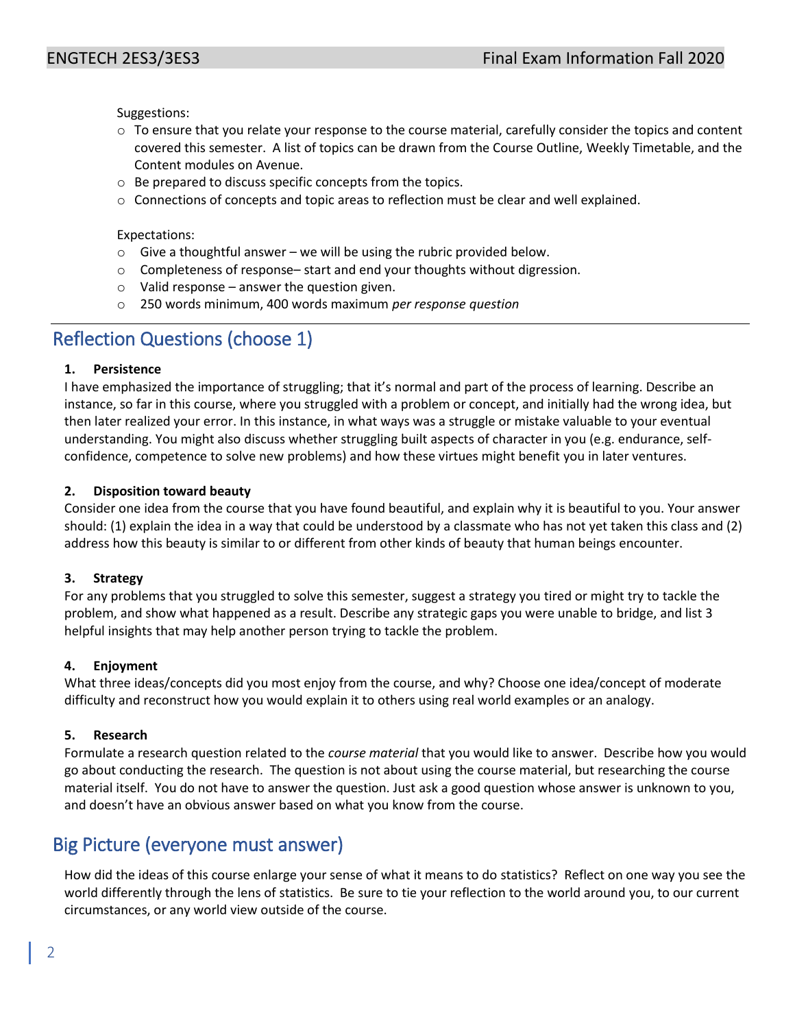Suggestions:

- To ensure that you relate your response to the course material, carefully consider the topics and content covered this semester. A list of topics can be drawn from the Course Outline, Weekly Timetable, and the Content modules on Avenue.
- Be prepared to discuss specific concepts from the topics.
- Connections of concepts and topic areas to reflection must be clear and well explained.

Expectations:

- Give a thoughtful answer – we will be using the rubric provided below.
- Completeness of response– start and end your thoughts without digression.
- Valid response – answer the question given.
- 250 words minimum, 400 words maximum *per response question*

---

## Reflection Questions (choose 1)

**1. Persistence**

I have emphasized the importance of struggling; that it's normal and part of the process of learning. Describe an instance, so far in this course, where you struggled with a problem or concept, and initially had the wrong idea, but then later realized your error. In this instance, in what ways was a struggle or mistake valuable to your eventual understanding. You might also discuss whether struggling built aspects of character in you (e.g. endurance, self-confidence, competence to solve new problems) and how these virtues might benefit you in later ventures.

**2. Disposition toward beauty**

Consider one idea from the course that you have found beautiful, and explain why it is beautiful to you. Your answer should: (1) explain the idea in a way that could be understood by a classmate who has not yet taken this class and (2) address how this beauty is similar to or different from other kinds of beauty that human beings encounter.

**3. Strategy**

For any problems that you struggled to solve this semester, suggest a strategy you tired or might try to tackle the problem, and show what happened as a result. Describe any strategic gaps you were unable to bridge, and list 3 helpful insights that may help another person trying to tackle the problem.

**4. Enjoyment**

What three ideas/concepts did you most enjoy from the course, and why? Choose one idea/concept of moderate difficulty and reconstruct how you would explain it to others using real world examples or an analogy.

**5. Research**

Formulate a research question related to the *course material* that you would like to answer. Describe how you would go about conducting the research. The question is not about using the course material, but researching the course material itself. You do not have to answer the question. Just ask a good question whose answer is unknown to you, and doesn't have an obvious answer based on what you know from the course.

## Big Picture (everyone must answer)

How did the ideas of this course enlarge your sense of what it means to do statistics? Reflect on one way you see the world differently through the lens of statistics. Be sure to tie your reflection to the world around you, to our current circumstances, or any world view outside of the course.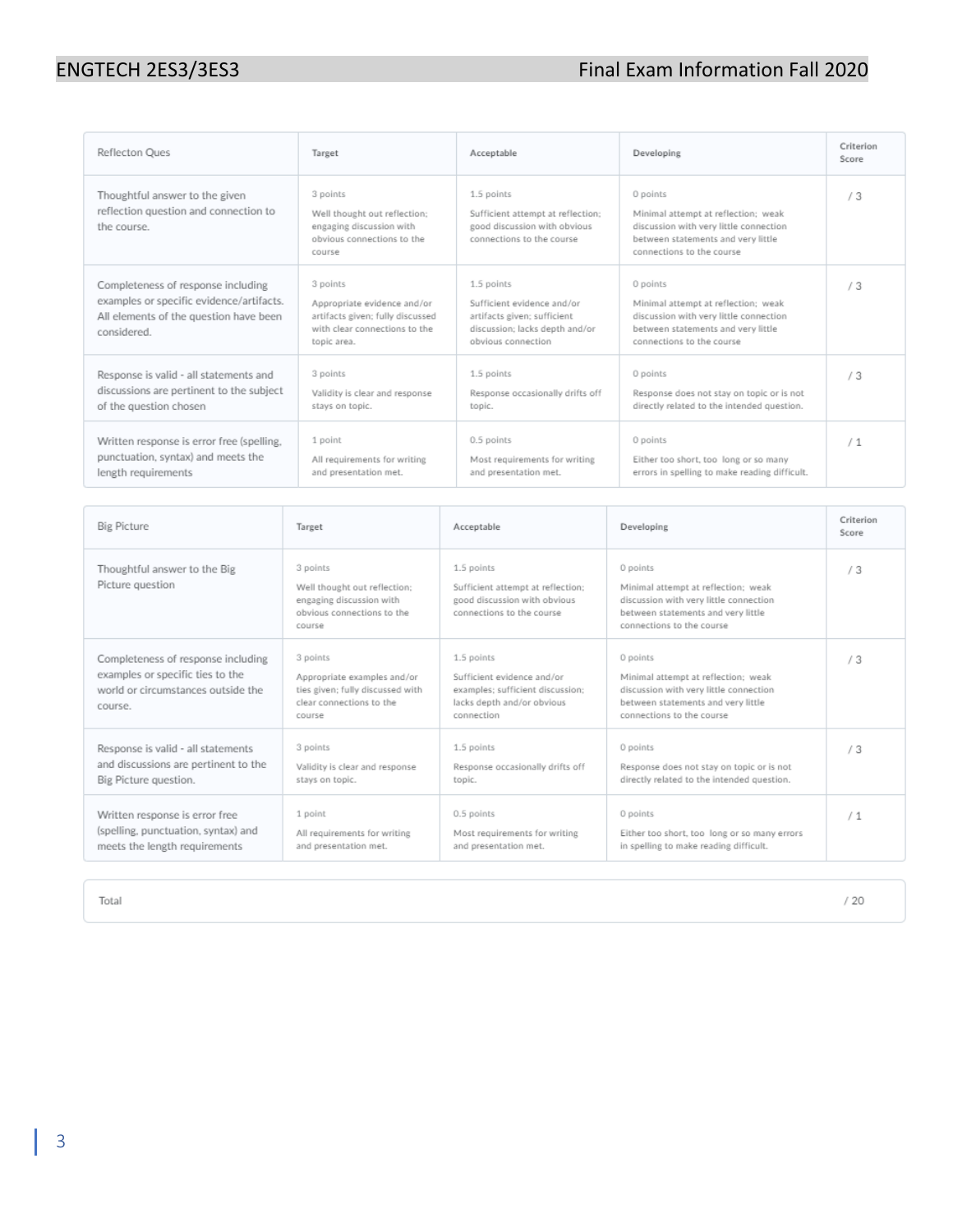| Reflecton Ques | Target | Acceptable | Developing | Criterion Score |
|---|---|---|---|---|
| Thoughtful answer to the given reflection question and connection to the course. | 3 points<br>Well thought out reflection; engaging discussion with obvious connections to the course | 1.5 points<br>Sufficient attempt at reflection; good discussion with obvious connections to the course | 0 points<br>Minimal attempt at reflection; weak discussion with very little connection between statements and very little connections to the course | / 3 |
| Completeness of response including examples or specific evidence/artifacts. All elements of the question have been considered. | 3 points<br>Appropriate evidence and/or artifacts given; fully discussed with clear connections to the topic area. | 1.5 points<br>Sufficient evidence and/or artifacts given; sufficient discussion; lacks depth and/or obvious connection | 0 points<br>Minimal attempt at reflection; weak discussion with very little connection between statements and very little connections to the course | / 3 |
| Response is valid - all statements and discussions are pertinent to the subject of the question chosen | 3 points<br>Validity is clear and response stays on topic. | 1.5 points<br>Response occasionally drifts off topic. | 0 points<br>Response does not stay on topic or is not directly related to the intended question. | / 3 |
| Written response is error free (spelling, punctuation, syntax) and meets the length requirements | 1 point<br>All requirements for writing and presentation met. | 0.5 points<br>Most requirements for writing and presentation met. | 0 points<br>Either too short, too long or so many errors in spelling to make reading difficult. | / 1 |

| Big Picture | Target | Acceptable | Developing | Criterion Score |
|---|---|---|---|---|
| Thoughtful answer to the Big Picture question | 3 points<br>Well thought out reflection; engaging discussion with obvious connections to the course | 1.5 points<br>Sufficient attempt at reflection; good discussion with obvious connections to the course | 0 points<br>Minimal attempt at reflection; weak discussion with very little connection between statements and very little connections to the course | / 3 |
| Completeness of response including examples or specific ties to the world or circumstances outside the course. | 3 points<br>Appropriate examples and/or ties given; fully discussed with clear connections to the course | 1.5 points<br>Sufficient evidence and/or examples; sufficient discussion; lacks depth and/or obvious connection | 0 points<br>Minimal attempt at reflection; weak discussion with very little connection between statements and very little connections to the course | / 3 |
| Response is valid - all statements and discussions are pertinent to the Big Picture question. | 3 points<br>Validity is clear and response stays on topic. | 1.5 points<br>Response occasionally drifts off topic. | 0 points<br>Response does not stay on topic or is not directly related to the intended question. | / 3 |
| Written response is error free (spelling, punctuation, syntax) and meets the length requirements | 1 point<br>All requirements for writing and presentation met. | 0.5 points<br>Most requirements for writing and presentation met. | 0 points<br>Either too short, too long or so many errors in spelling to make reading difficult. | / 1 |

| | |
|---|---|
| Total | / 20 |